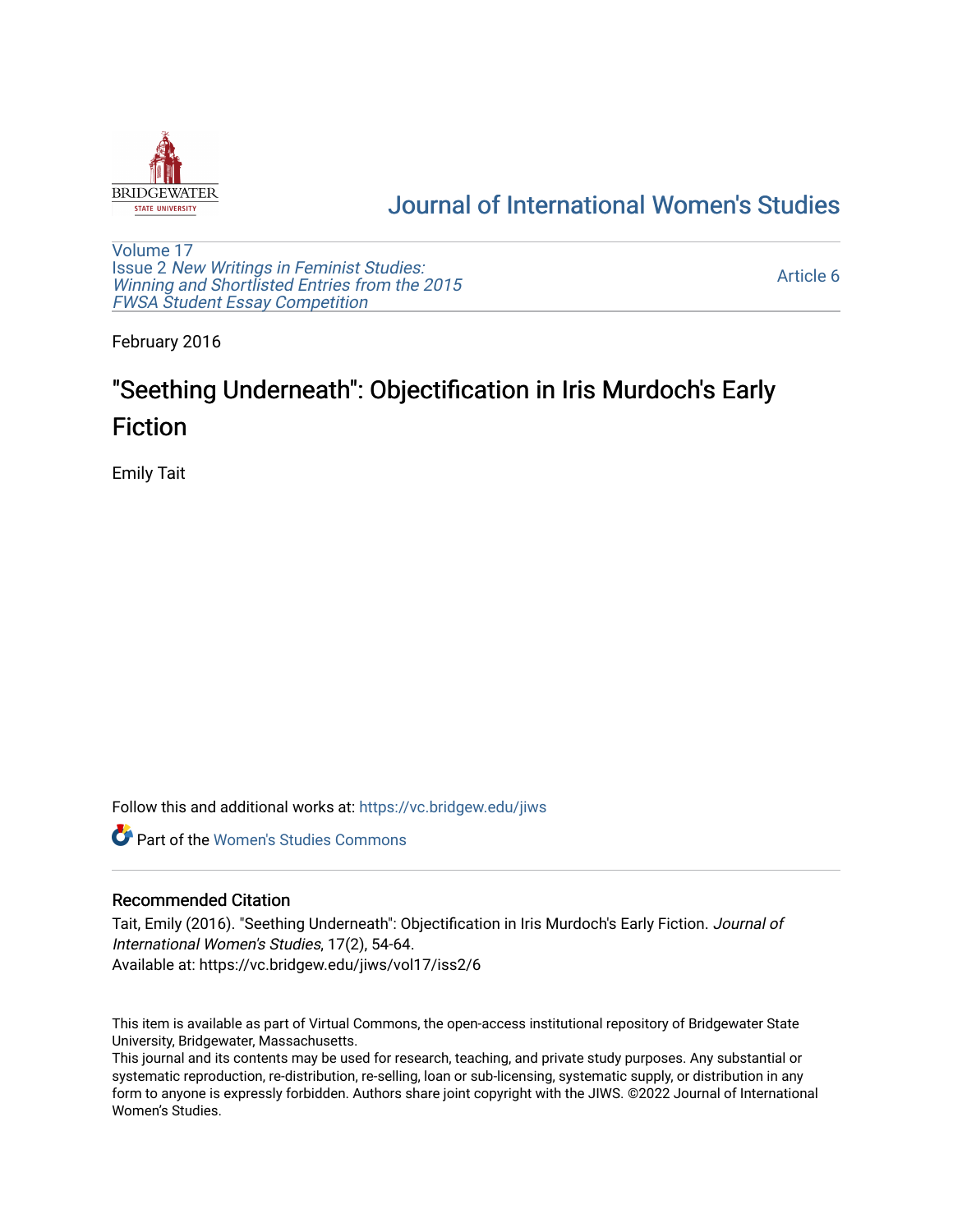# Journal of International Women's Studies

Volume 17
Issue 2 *New Writings in Feminist Studies: Winning and Shortlisted Entries from the 2015 FWSA Student Essay Competition*

Article 6

February 2016

## "Seething Underneath": Objectification in Iris Murdoch's Early Fiction

Emily Tait

Follow this and additional works at: https://vc.bridgew.edu/jiws

Part of the Women's Studies Commons

### Recommended Citation

Tait, Emily (2016). "Seething Underneath": Objectification in Iris Murdoch's Early Fiction. *Journal of International Women's Studies*, 17(2), 54-64.
Available at: https://vc.bridgew.edu/jiws/vol17/iss2/6

This item is available as part of Virtual Commons, the open-access institutional repository of Bridgewater State University, Bridgewater, Massachusetts.
This journal and its contents may be used for research, teaching, and private study purposes. Any substantial or systematic reproduction, re-distribution, re-selling, loan or sub-licensing, systematic supply, or distribution in any form to anyone is expressly forbidden. Authors share joint copyright with the JIWS. ©2022 Journal of International Women's Studies.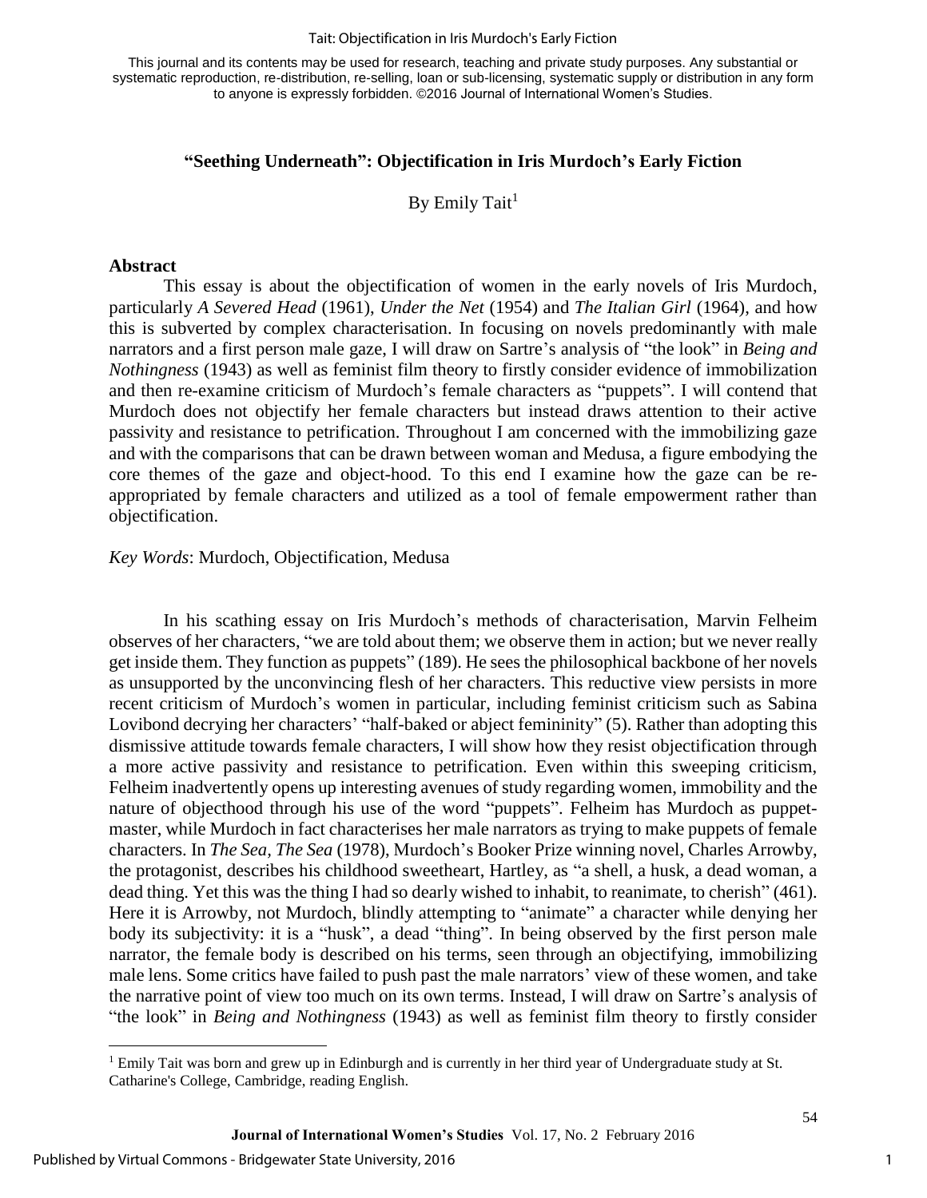This journal and its contents may be used for research, teaching and private study purposes. Any substantial or systematic reproduction, re-distribution, re-selling, loan or sub-licensing, systematic supply or distribution in any form to anyone is expressly forbidden. ©2016 Journal of International Women's Studies.

## "Seething Underneath": Objectification in Iris Murdoch's Early Fiction

By Emily Tait[1]

### Abstract

This essay is about the objectification of women in the early novels of Iris Murdoch, particularly *A Severed Head* (1961), *Under the Net* (1954) and *The Italian Girl* (1964), and how this is subverted by complex characterisation. In focusing on novels predominantly with male narrators and a first person male gaze, I will draw on Sartre's analysis of "the look" in *Being and Nothingness* (1943) as well as feminist film theory to firstly consider evidence of immobilization and then re-examine criticism of Murdoch's female characters as "puppets". I will contend that Murdoch does not objectify her female characters but instead draws attention to their active passivity and resistance to petrification. Throughout I am concerned with the immobilizing gaze and with the comparisons that can be drawn between woman and Medusa, a figure embodying the core themes of the gaze and object-hood. To this end I examine how the gaze can be re-appropriated by female characters and utilized as a tool of female empowerment rather than objectification.

*Key Words*: Murdoch, Objectification, Medusa

In his scathing essay on Iris Murdoch's methods of characterisation, Marvin Felheim observes of her characters, "we are told about them; we observe them in action; but we never really get inside them. They function as puppets" (189). He sees the philosophical backbone of her novels as unsupported by the unconvincing flesh of her characters. This reductive view persists in more recent criticism of Murdoch's women in particular, including feminist criticism such as Sabina Lovibond decrying her characters' "half-baked or abject femininity" (5). Rather than adopting this dismissive attitude towards female characters, I will show how they resist objectification through a more active passivity and resistance to petrification. Even within this sweeping criticism, Felheim inadvertently opens up interesting avenues of study regarding women, immobility and the nature of objecthood through his use of the word "puppets". Felheim has Murdoch as puppet-master, while Murdoch in fact characterises her male narrators as trying to make puppets of female characters. In *The Sea, The Sea* (1978), Murdoch's Booker Prize winning novel, Charles Arrowby, the protagonist, describes his childhood sweetheart, Hartley, as "a shell, a husk, a dead woman, a dead thing. Yet this was the thing I had so dearly wished to inhabit, to reanimate, to cherish" (461). Here it is Arrowby, not Murdoch, blindly attempting to "animate" a character while denying her body its subjectivity: it is a "husk", a dead "thing". In being observed by the first person male narrator, the female body is described on his terms, seen through an objectifying, immobilizing male lens. Some critics have failed to push past the male narrators' view of these women, and take the narrative point of view too much on its own terms. Instead, I will draw on Sartre's analysis of "the look" in *Being and Nothingness* (1943) as well as feminist film theory to firstly consider

[1] Emily Tait was born and grew up in Edinburgh and is currently in her third year of Undergraduate study at St. Catharine's College, Cambridge, reading English.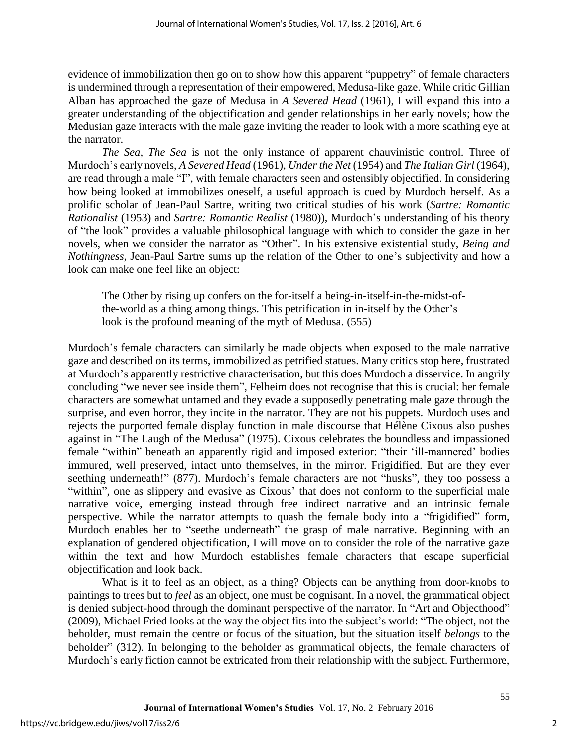evidence of immobilization then go on to show how this apparent "puppetry" of female characters is undermined through a representation of their empowered, Medusa-like gaze. While critic Gillian Alban has approached the gaze of Medusa in *A Severed Head* (1961), I will expand this into a greater understanding of the objectification and gender relationships in her early novels; how the Medusian gaze interacts with the male gaze inviting the reader to look with a more scathing eye at the narrator.

*The Sea, The Sea* is not the only instance of apparent chauvinistic control. Three of Murdoch's early novels, *A Severed Head* (1961), *Under the Net* (1954) and *The Italian Girl* (1964), are read through a male "I", with female characters seen and ostensibly objectified. In considering how being looked at immobilizes oneself, a useful approach is cued by Murdoch herself. As a prolific scholar of Jean-Paul Sartre, writing two critical studies of his work (*Sartre: Romantic Rationalist* (1953) and *Sartre: Romantic Realist* (1980)), Murdoch's understanding of his theory of "the look" provides a valuable philosophical language with which to consider the gaze in her novels, when we consider the narrator as "Other". In his extensive existential study, *Being and Nothingness*, Jean-Paul Sartre sums up the relation of the Other to one's subjectivity and how a look can make one feel like an object:

> The Other by rising up confers on the for-itself a being-in-itself-in-the-midst-of-the-world as a thing among things. This petrification in in-itself by the Other's look is the profound meaning of the myth of Medusa. (555)

Murdoch's female characters can similarly be made objects when exposed to the male narrative gaze and described on its terms, immobilized as petrified statues. Many critics stop here, frustrated at Murdoch's apparently restrictive characterisation, but this does Murdoch a disservice. In angrily concluding "we never see inside them", Felheim does not recognise that this is crucial: her female characters are somewhat untamed and they evade a supposedly penetrating male gaze through the surprise, and even horror, they incite in the narrator. They are not his puppets. Murdoch uses and rejects the purported female display function in male discourse that Hélène Cixous also pushes against in "The Laugh of the Medusa" (1975). Cixous celebrates the boundless and impassioned female "within" beneath an apparently rigid and imposed exterior: "their 'ill-mannered' bodies immured, well preserved, intact unto themselves, in the mirror. Frigidified. But are they ever seething underneath!" (877). Murdoch's female characters are not "husks", they too possess a "within", one as slippery and evasive as Cixous' that does not conform to the superficial male narrative voice, emerging instead through free indirect narrative and an intrinsic female perspective. While the narrator attempts to quash the female body into a "frigidified" form, Murdoch enables her to "seethe underneath" the grasp of male narrative. Beginning with an explanation of gendered objectification, I will move on to consider the role of the narrative gaze within the text and how Murdoch establishes female characters that escape superficial objectification and look back.

What is it to feel as an object, as a thing? Objects can be anything from door-knobs to paintings to trees but to *feel* as an object, one must be cognisant. In a novel, the grammatical object is denied subject-hood through the dominant perspective of the narrator. In "Art and Objecthood" (2009), Michael Fried looks at the way the object fits into the subject's world: "The object, not the beholder, must remain the centre or focus of the situation, but the situation itself *belongs* to the beholder" (312). In belonging to the beholder as grammatical objects, the female characters of Murdoch's early fiction cannot be extricated from their relationship with the subject. Furthermore,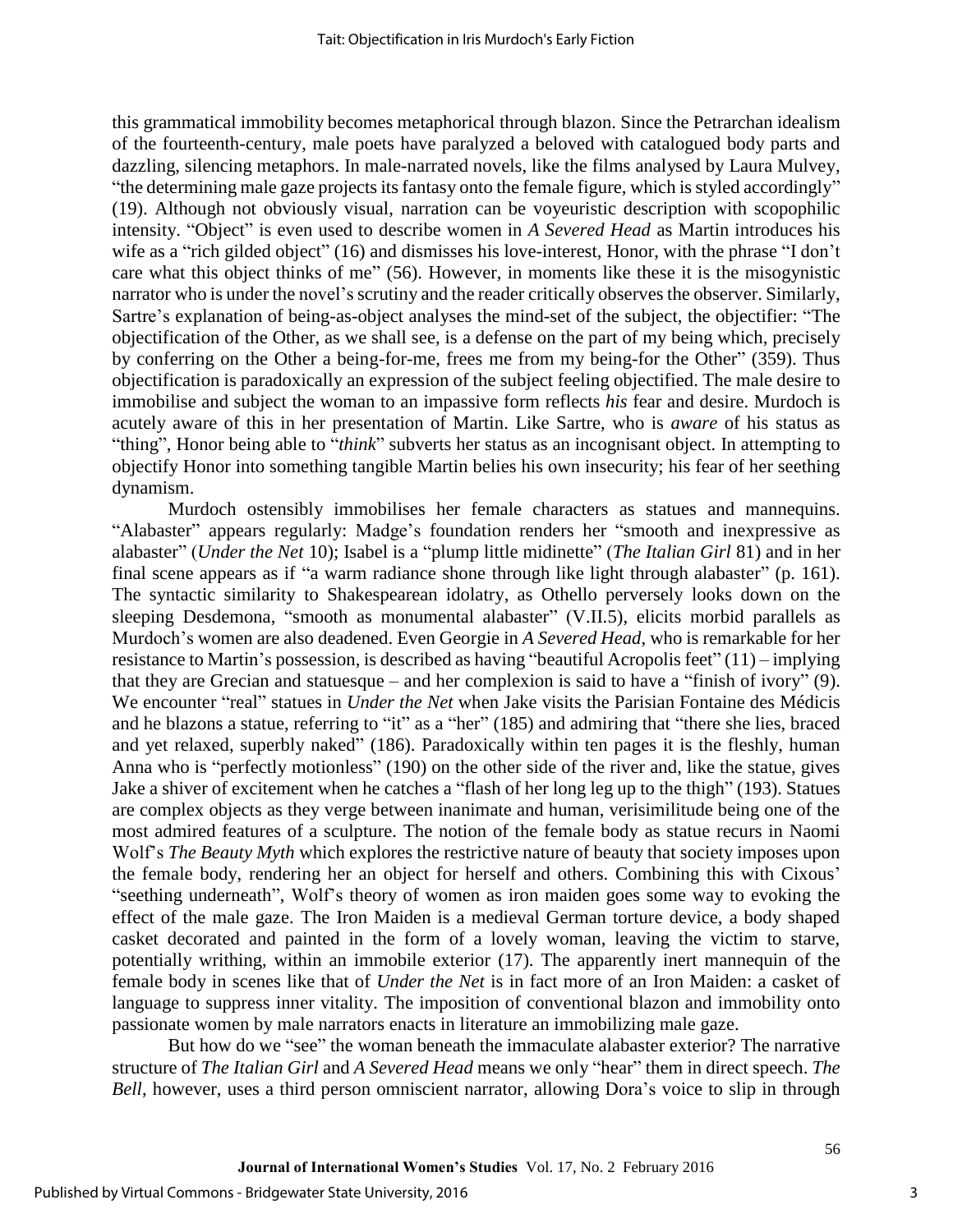this grammatical immobility becomes metaphorical through blazon. Since the Petrarchan idealism of the fourteenth-century, male poets have paralyzed a beloved with catalogued body parts and dazzling, silencing metaphors. In male-narrated novels, like the films analysed by Laura Mulvey, "the determining male gaze projects its fantasy onto the female figure, which is styled accordingly" (19). Although not obviously visual, narration can be voyeuristic description with scopophilic intensity. "Object" is even used to describe women in *A Severed Head* as Martin introduces his wife as a "rich gilded object" (16) and dismisses his love-interest, Honor, with the phrase "I don't care what this object thinks of me" (56). However, in moments like these it is the misogynistic narrator who is under the novel's scrutiny and the reader critically observes the observer. Similarly, Sartre's explanation of being-as-object analyses the mind-set of the subject, the objectifier: "The objectification of the Other, as we shall see, is a defense on the part of my being which, precisely by conferring on the Other a being-for-me, frees me from my being-for the Other" (359). Thus objectification is paradoxically an expression of the subject feeling objectified. The male desire to immobilise and subject the woman to an impassive form reflects *his* fear and desire. Murdoch is acutely aware of this in her presentation of Martin. Like Sartre, who is *aware* of his status as "thing", Honor being able to "*think*" subverts her status as an incognisant object. In attempting to objectify Honor into something tangible Martin belies his own insecurity; his fear of her seething dynamism.

Murdoch ostensibly immobilises her female characters as statues and mannequins. "Alabaster" appears regularly: Madge's foundation renders her "smooth and inexpressive as alabaster" (*Under the Net* 10); Isabel is a "plump little midinette" (*The Italian Girl* 81) and in her final scene appears as if "a warm radiance shone through like light through alabaster" (p. 161). The syntactic similarity to Shakespearean idolatry, as Othello perversely looks down on the sleeping Desdemona, "smooth as monumental alabaster" (V.II.5), elicits morbid parallels as Murdoch's women are also deadened. Even Georgie in *A Severed Head*, who is remarkable for her resistance to Martin's possession, is described as having "beautiful Acropolis feet" (11) – implying that they are Grecian and statuesque – and her complexion is said to have a "finish of ivory" (9). We encounter "real" statues in *Under the Net* when Jake visits the Parisian Fontaine des Médicis and he blazons a statue, referring to "it" as a "her" (185) and admiring that "there she lies, braced and yet relaxed, superbly naked" (186). Paradoxically within ten pages it is the fleshly, human Anna who is "perfectly motionless" (190) on the other side of the river and, like the statue, gives Jake a shiver of excitement when he catches a "flash of her long leg up to the thigh" (193). Statues are complex objects as they verge between inanimate and human, verisimilitude being one of the most admired features of a sculpture. The notion of the female body as statue recurs in Naomi Wolf's *The Beauty Myth* which explores the restrictive nature of beauty that society imposes upon the female body, rendering her an object for herself and others. Combining this with Cixous' "seething underneath", Wolf's theory of women as iron maiden goes some way to evoking the effect of the male gaze. The Iron Maiden is a medieval German torture device, a body shaped casket decorated and painted in the form of a lovely woman, leaving the victim to starve, potentially writhing, within an immobile exterior (17). The apparently inert mannequin of the female body in scenes like that of *Under the Net* is in fact more of an Iron Maiden: a casket of language to suppress inner vitality. The imposition of conventional blazon and immobility onto passionate women by male narrators enacts in literature an immobilizing male gaze.

But how do we "see" the woman beneath the immaculate alabaster exterior? The narrative structure of *The Italian Girl* and *A Severed Head* means we only "hear" them in direct speech. *The Bell*, however, uses a third person omniscient narrator, allowing Dora's voice to slip in through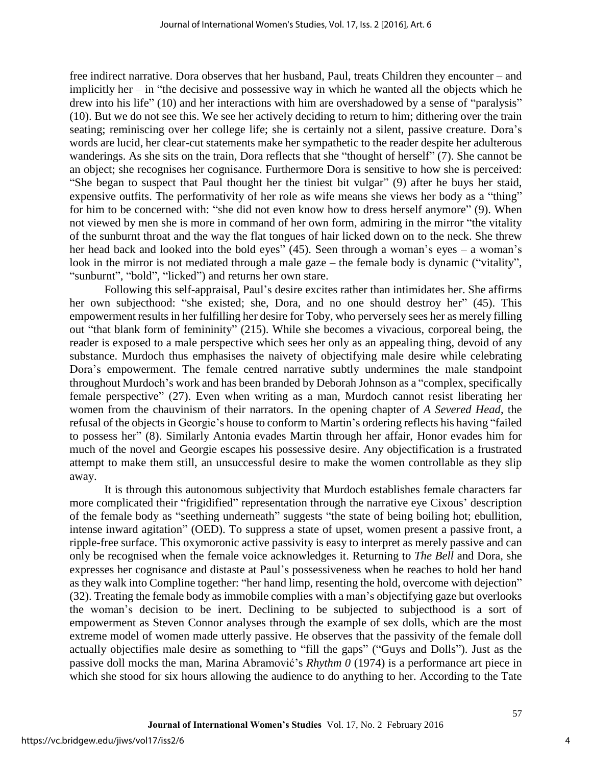free indirect narrative. Dora observes that her husband, Paul, treats Children they encounter – and implicitly her – in "the decisive and possessive way in which he wanted all the objects which he drew into his life" (10) and her interactions with him are overshadowed by a sense of "paralysis" (10). But we do not see this. We see her actively deciding to return to him; dithering over the train seating; reminiscing over her college life; she is certainly not a silent, passive creature. Dora's words are lucid, her clear-cut statements make her sympathetic to the reader despite her adulterous wanderings. As she sits on the train, Dora reflects that she "thought of herself" (7). She cannot be an object; she recognises her cognisance. Furthermore Dora is sensitive to how she is perceived: "She began to suspect that Paul thought her the tiniest bit vulgar" (9) after he buys her staid, expensive outfits. The performativity of her role as wife means she views her body as a "thing" for him to be concerned with: "she did not even know how to dress herself anymore" (9). When not viewed by men she is more in command of her own form, admiring in the mirror "the vitality of the sunburnt throat and the way the flat tongues of hair licked down on to the neck. She threw her head back and looked into the bold eyes" (45). Seen through a woman's eyes – a woman's look in the mirror is not mediated through a male gaze – the female body is dynamic ("vitality", "sunburnt", "bold", "licked") and returns her own stare.

Following this self-appraisal, Paul's desire excites rather than intimidates her. She affirms her own subjecthood: "she existed; she, Dora, and no one should destroy her" (45). This empowerment results in her fulfilling her desire for Toby, who perversely sees her as merely filling out "that blank form of femininity" (215). While she becomes a vivacious, corporeal being, the reader is exposed to a male perspective which sees her only as an appealing thing, devoid of any substance. Murdoch thus emphasises the naivety of objectifying male desire while celebrating Dora's empowerment. The female centred narrative subtly undermines the male standpoint throughout Murdoch's work and has been branded by Deborah Johnson as a "complex, specifically female perspective" (27). Even when writing as a man, Murdoch cannot resist liberating her women from the chauvinism of their narrators. In the opening chapter of *A Severed Head*, the refusal of the objects in Georgie's house to conform to Martin's ordering reflects his having "failed to possess her" (8). Similarly Antonia evades Martin through her affair, Honor evades him for much of the novel and Georgie escapes his possessive desire. Any objectification is a frustrated attempt to make them still, an unsuccessful desire to make the women controllable as they slip away.

It is through this autonomous subjectivity that Murdoch establishes female characters far more complicated their "frigidified" representation through the narrative eye Cixous' description of the female body as "seething underneath" suggests "the state of being boiling hot; ebullition, intense inward agitation" (OED). To suppress a state of upset, women present a passive front, a ripple-free surface. This oxymoronic active passivity is easy to interpret as merely passive and can only be recognised when the female voice acknowledges it. Returning to *The Bell* and Dora, she expresses her cognisance and distaste at Paul's possessiveness when he reaches to hold her hand as they walk into Compline together: "her hand limp, resenting the hold, overcome with dejection" (32). Treating the female body as immobile complies with a man's objectifying gaze but overlooks the woman's decision to be inert. Declining to be subjected to subjecthood is a sort of empowerment as Steven Connor analyses through the example of sex dolls, which are the most extreme model of women made utterly passive. He observes that the passivity of the female doll actually objectifies male desire as something to "fill the gaps" ("Guys and Dolls"). Just as the passive doll mocks the man, Marina Abramović's *Rhythm 0* (1974) is a performance art piece in which she stood for six hours allowing the audience to do anything to her. According to the Tate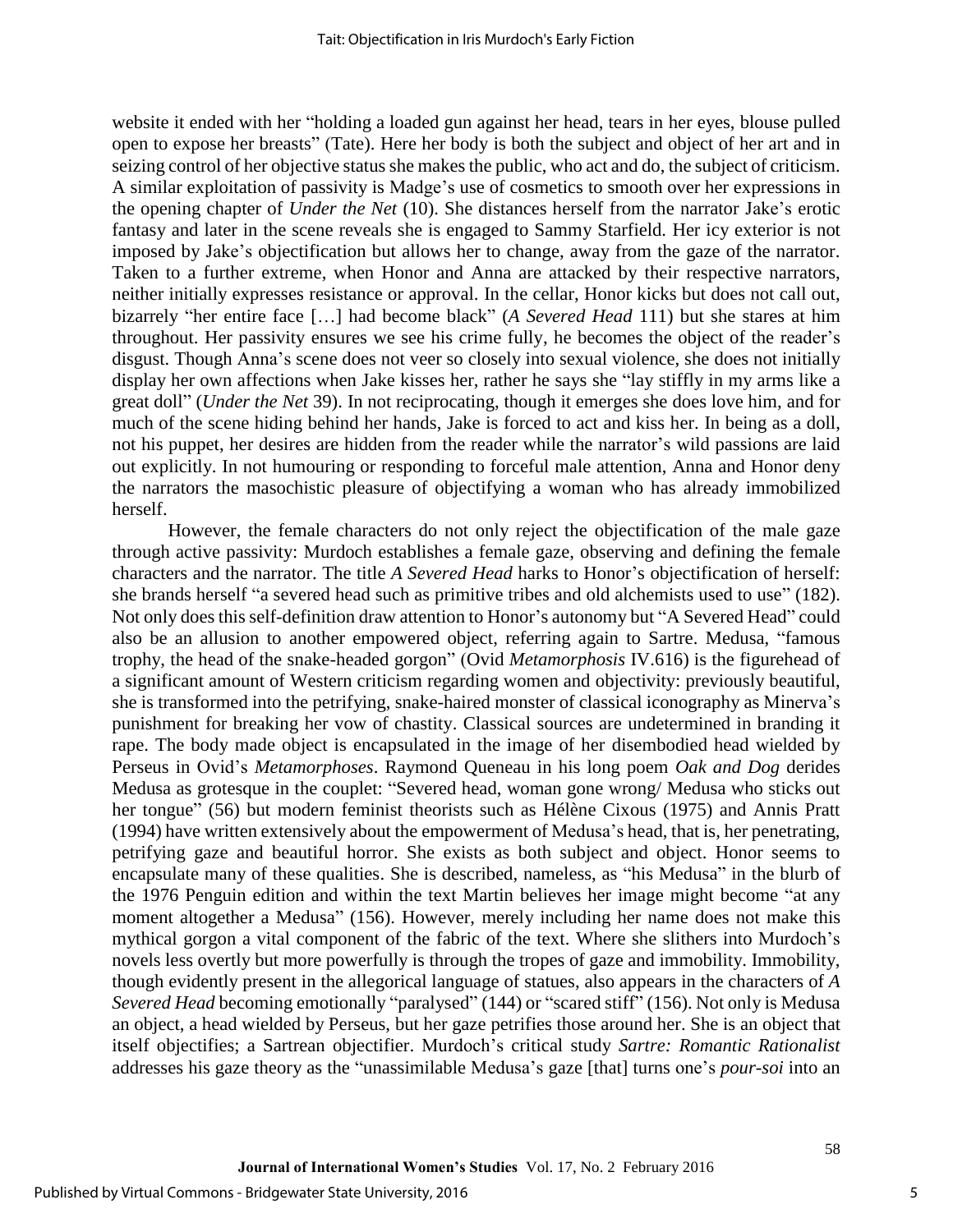website it ended with her "holding a loaded gun against her head, tears in her eyes, blouse pulled open to expose her breasts" (Tate). Here her body is both the subject and object of her art and in seizing control of her objective status she makes the public, who act and do, the subject of criticism. A similar exploitation of passivity is Madge's use of cosmetics to smooth over her expressions in the opening chapter of *Under the Net* (10). She distances herself from the narrator Jake's erotic fantasy and later in the scene reveals she is engaged to Sammy Starfield. Her icy exterior is not imposed by Jake's objectification but allows her to change, away from the gaze of the narrator. Taken to a further extreme, when Honor and Anna are attacked by their respective narrators, neither initially expresses resistance or approval. In the cellar, Honor kicks but does not call out, bizarrely "her entire face […] had become black" (*A Severed Head* 111) but she stares at him throughout. Her passivity ensures we see his crime fully, he becomes the object of the reader's disgust. Though Anna's scene does not veer so closely into sexual violence, she does not initially display her own affections when Jake kisses her, rather he says she "lay stiffly in my arms like a great doll" (*Under the Net* 39). In not reciprocating, though it emerges she does love him, and for much of the scene hiding behind her hands, Jake is forced to act and kiss her. In being as a doll, not his puppet, her desires are hidden from the reader while the narrator's wild passions are laid out explicitly. In not humouring or responding to forceful male attention, Anna and Honor deny the narrators the masochistic pleasure of objectifying a woman who has already immobilized herself.

However, the female characters do not only reject the objectification of the male gaze through active passivity: Murdoch establishes a female gaze, observing and defining the female characters and the narrator. The title *A Severed Head* harks to Honor's objectification of herself: she brands herself "a severed head such as primitive tribes and old alchemists used to use" (182). Not only does this self-definition draw attention to Honor's autonomy but "A Severed Head" could also be an allusion to another empowered object, referring again to Sartre. Medusa, "famous trophy, the head of the snake-headed gorgon" (Ovid *Metamorphosis* IV.616) is the figurehead of a significant amount of Western criticism regarding women and objectivity: previously beautiful, she is transformed into the petrifying, snake-haired monster of classical iconography as Minerva's punishment for breaking her vow of chastity. Classical sources are undetermined in branding it rape. The body made object is encapsulated in the image of her disembodied head wielded by Perseus in Ovid's *Metamorphoses*. Raymond Queneau in his long poem *Oak and Dog* derides Medusa as grotesque in the couplet: "Severed head, woman gone wrong/ Medusa who sticks out her tongue" (56) but modern feminist theorists such as Hélène Cixous (1975) and Annis Pratt (1994) have written extensively about the empowerment of Medusa's head, that is, her penetrating, petrifying gaze and beautiful horror. She exists as both subject and object. Honor seems to encapsulate many of these qualities. She is described, nameless, as "his Medusa" in the blurb of the 1976 Penguin edition and within the text Martin believes her image might become "at any moment altogether a Medusa" (156). However, merely including her name does not make this mythical gorgon a vital component of the fabric of the text. Where she slithers into Murdoch's novels less overtly but more powerfully is through the tropes of gaze and immobility. Immobility, though evidently present in the allegorical language of statues, also appears in the characters of *A Severed Head* becoming emotionally "paralysed" (144) or "scared stiff" (156). Not only is Medusa an object, a head wielded by Perseus, but her gaze petrifies those around her. She is an object that itself objectifies; a Sartrean objectifier. Murdoch's critical study *Sartre: Romantic Rationalist* addresses his gaze theory as the "unassimilable Medusa's gaze [that] turns one's *pour-soi* into an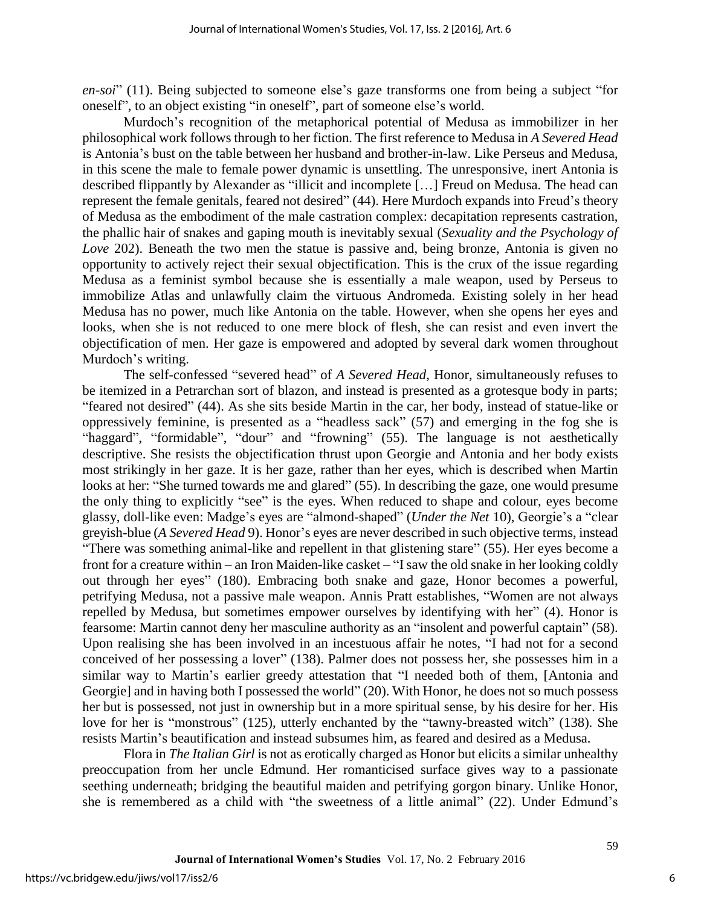*en-soi*" (11). Being subjected to someone else's gaze transforms one from being a subject "for oneself", to an object existing "in oneself", part of someone else's world.

Murdoch's recognition of the metaphorical potential of Medusa as immobilizer in her philosophical work follows through to her fiction. The first reference to Medusa in *A Severed Head* is Antonia's bust on the table between her husband and brother-in-law. Like Perseus and Medusa, in this scene the male to female power dynamic is unsettling. The unresponsive, inert Antonia is described flippantly by Alexander as "illicit and incomplete […] Freud on Medusa. The head can represent the female genitals, feared not desired" (44). Here Murdoch expands into Freud's theory of Medusa as the embodiment of the male castration complex: decapitation represents castration, the phallic hair of snakes and gaping mouth is inevitably sexual (*Sexuality and the Psychology of Love* 202). Beneath the two men the statue is passive and, being bronze, Antonia is given no opportunity to actively reject their sexual objectification. This is the crux of the issue regarding Medusa as a feminist symbol because she is essentially a male weapon, used by Perseus to immobilize Atlas and unlawfully claim the virtuous Andromeda. Existing solely in her head Medusa has no power, much like Antonia on the table. However, when she opens her eyes and looks, when she is not reduced to one mere block of flesh, she can resist and even invert the objectification of men. Her gaze is empowered and adopted by several dark women throughout Murdoch's writing.

The self-confessed "severed head" of *A Severed Head*, Honor, simultaneously refuses to be itemized in a Petrarchan sort of blazon, and instead is presented as a grotesque body in parts; "feared not desired" (44). As she sits beside Martin in the car, her body, instead of statue-like or oppressively feminine, is presented as a "headless sack" (57) and emerging in the fog she is "haggard", "formidable", "dour" and "frowning" (55). The language is not aesthetically descriptive. She resists the objectification thrust upon Georgie and Antonia and her body exists most strikingly in her gaze. It is her gaze, rather than her eyes, which is described when Martin looks at her: "She turned towards me and glared" (55). In describing the gaze, one would presume the only thing to explicitly "see" is the eyes. When reduced to shape and colour, eyes become glassy, doll-like even: Madge's eyes are "almond-shaped" (*Under the Net* 10), Georgie's a "clear greyish-blue (*A Severed Head* 9). Honor's eyes are never described in such objective terms, instead "There was something animal-like and repellent in that glistening stare" (55). Her eyes become a front for a creature within – an Iron Maiden-like casket – "I saw the old snake in her looking coldly out through her eyes" (180). Embracing both snake and gaze, Honor becomes a powerful, petrifying Medusa, not a passive male weapon. Annis Pratt establishes, "Women are not always repelled by Medusa, but sometimes empower ourselves by identifying with her" (4). Honor is fearsome: Martin cannot deny her masculine authority as an "insolent and powerful captain" (58). Upon realising she has been involved in an incestuous affair he notes, "I had not for a second conceived of her possessing a lover" (138). Palmer does not possess her, she possesses him in a similar way to Martin's earlier greedy attestation that "I needed both of them, [Antonia and Georgie] and in having both I possessed the world" (20). With Honor, he does not so much possess her but is possessed, not just in ownership but in a more spiritual sense, by his desire for her. His love for her is "monstrous" (125), utterly enchanted by the "tawny-breasted witch" (138). She resists Martin's beautification and instead subsumes him, as feared and desired as a Medusa.

Flora in *The Italian Girl* is not as erotically charged as Honor but elicits a similar unhealthy preoccupation from her uncle Edmund. Her romanticised surface gives way to a passionate seething underneath; bridging the beautiful maiden and petrifying gorgon binary. Unlike Honor, she is remembered as a child with "the sweetness of a little animal" (22). Under Edmund's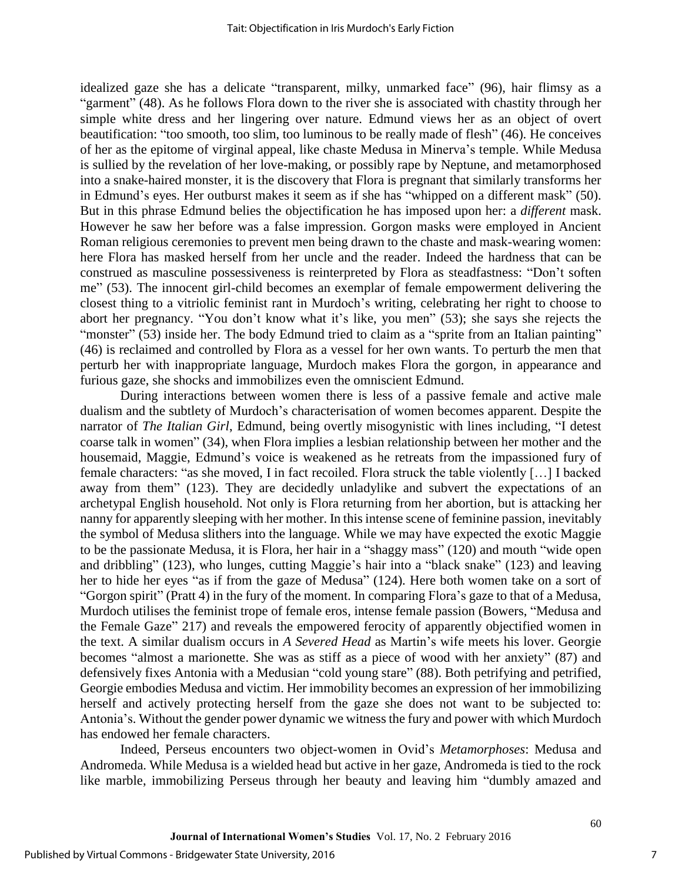idealized gaze she has a delicate "transparent, milky, unmarked face" (96), hair flimsy as a "garment" (48). As he follows Flora down to the river she is associated with chastity through her simple white dress and her lingering over nature. Edmund views her as an object of overt beautification: "too smooth, too slim, too luminous to be really made of flesh" (46). He conceives of her as the epitome of virginal appeal, like chaste Medusa in Minerva's temple. While Medusa is sullied by the revelation of her love-making, or possibly rape by Neptune, and metamorphosed into a snake-haired monster, it is the discovery that Flora is pregnant that similarly transforms her in Edmund's eyes. Her outburst makes it seem as if she has "whipped on a different mask" (50). But in this phrase Edmund belies the objectification he has imposed upon her: a *different* mask. However he saw her before was a false impression. Gorgon masks were employed in Ancient Roman religious ceremonies to prevent men being drawn to the chaste and mask-wearing women: here Flora has masked herself from her uncle and the reader. Indeed the hardness that can be construed as masculine possessiveness is reinterpreted by Flora as steadfastness: "Don't soften me" (53). The innocent girl-child becomes an exemplar of female empowerment delivering the closest thing to a vitriolic feminist rant in Murdoch's writing, celebrating her right to choose to abort her pregnancy. "You don't know what it's like, you men" (53); she says she rejects the "monster" (53) inside her. The body Edmund tried to claim as a "sprite from an Italian painting" (46) is reclaimed and controlled by Flora as a vessel for her own wants. To perturb the men that perturb her with inappropriate language, Murdoch makes Flora the gorgon, in appearance and furious gaze, she shocks and immobilizes even the omniscient Edmund.

During interactions between women there is less of a passive female and active male dualism and the subtlety of Murdoch's characterisation of women becomes apparent. Despite the narrator of *The Italian Girl*, Edmund, being overtly misogynistic with lines including, "I detest coarse talk in women" (34), when Flora implies a lesbian relationship between her mother and the housemaid, Maggie, Edmund's voice is weakened as he retreats from the impassioned fury of female characters: "as she moved, I in fact recoiled. Flora struck the table violently […] I backed away from them" (123). They are decidedly unladylike and subvert the expectations of an archetypal English household. Not only is Flora returning from her abortion, but is attacking her nanny for apparently sleeping with her mother. In this intense scene of feminine passion, inevitably the symbol of Medusa slithers into the language. While we may have expected the exotic Maggie to be the passionate Medusa, it is Flora, her hair in a "shaggy mass" (120) and mouth "wide open and dribbling" (123), who lunges, cutting Maggie's hair into a "black snake" (123) and leaving her to hide her eyes "as if from the gaze of Medusa" (124). Here both women take on a sort of "Gorgon spirit" (Pratt 4) in the fury of the moment. In comparing Flora's gaze to that of a Medusa, Murdoch utilises the feminist trope of female eros, intense female passion (Bowers, "Medusa and the Female Gaze" 217) and reveals the empowered ferocity of apparently objectified women in the text. A similar dualism occurs in *A Severed Head* as Martin's wife meets his lover. Georgie becomes "almost a marionette. She was as stiff as a piece of wood with her anxiety" (87) and defensively fixes Antonia with a Medusian "cold young stare" (88). Both petrifying and petrified, Georgie embodies Medusa and victim. Her immobility becomes an expression of her immobilizing herself and actively protecting herself from the gaze she does not want to be subjected to: Antonia's. Without the gender power dynamic we witness the fury and power with which Murdoch has endowed her female characters.

Indeed, Perseus encounters two object-women in Ovid's *Metamorphoses*: Medusa and Andromeda. While Medusa is a wielded head but active in her gaze, Andromeda is tied to the rock like marble, immobilizing Perseus through her beauty and leaving him "dumbly amazed and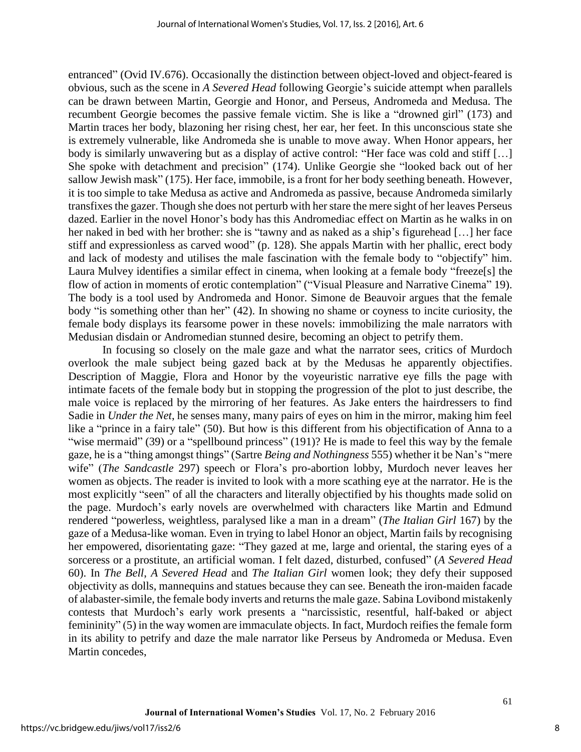entranced" (Ovid IV.676). Occasionally the distinction between object-loved and object-feared is obvious, such as the scene in *A Severed Head* following Georgie's suicide attempt when parallels can be drawn between Martin, Georgie and Honor, and Perseus, Andromeda and Medusa. The recumbent Georgie becomes the passive female victim. She is like a "drowned girl" (173) and Martin traces her body, blazoning her rising chest, her ear, her feet. In this unconscious state she is extremely vulnerable, like Andromeda she is unable to move away. When Honor appears, her body is similarly unwavering but as a display of active control: "Her face was cold and stiff […] She spoke with detachment and precision" (174). Unlike Georgie she "looked back out of her sallow Jewish mask" (175). Her face, immobile, is a front for her body seething beneath. However, it is too simple to take Medusa as active and Andromeda as passive, because Andromeda similarly transfixes the gazer. Though she does not perturb with her stare the mere sight of her leaves Perseus dazed. Earlier in the novel Honor's body has this Andromediac effect on Martin as he walks in on her naked in bed with her brother: she is "tawny and as naked as a ship's figurehead […] her face stiff and expressionless as carved wood" (p. 128). She appals Martin with her phallic, erect body and lack of modesty and utilises the male fascination with the female body to "objectify" him. Laura Mulvey identifies a similar effect in cinema, when looking at a female body "freeze[s] the flow of action in moments of erotic contemplation" ("Visual Pleasure and Narrative Cinema" 19). The body is a tool used by Andromeda and Honor. Simone de Beauvoir argues that the female body "is something other than her" (42). In showing no shame or coyness to incite curiosity, the female body displays its fearsome power in these novels: immobilizing the male narrators with Medusian disdain or Andromedian stunned desire, becoming an object to petrify them.

In focusing so closely on the male gaze and what the narrator sees, critics of Murdoch overlook the male subject being gazed back at by the Medusas he apparently objectifies. Description of Maggie, Flora and Honor by the voyeuristic narrative eye fills the page with intimate facets of the female body but in stopping the progression of the plot to just describe, the male voice is replaced by the mirroring of her features. As Jake enters the hairdressers to find Sadie in *Under the Net*, he senses many, many pairs of eyes on him in the mirror, making him feel like a "prince in a fairy tale" (50). But how is this different from his objectification of Anna to a "wise mermaid" (39) or a "spellbound princess" (191)? He is made to feel this way by the female gaze, he is a "thing amongst things" (Sartre *Being and Nothingness* 555) whether it be Nan's "mere wife" (*The Sandcastle* 297) speech or Flora's pro-abortion lobby, Murdoch never leaves her women as objects. The reader is invited to look with a more scathing eye at the narrator. He is the most explicitly "seen" of all the characters and literally objectified by his thoughts made solid on the page. Murdoch's early novels are overwhelmed with characters like Martin and Edmund rendered "powerless, weightless, paralysed like a man in a dream" (*The Italian Girl* 167) by the gaze of a Medusa-like woman. Even in trying to label Honor an object, Martin fails by recognising her empowered, disorientating gaze: "They gazed at me, large and oriental, the staring eyes of a sorceress or a prostitute, an artificial woman. I felt dazed, disturbed, confused" (*A Severed Head* 60). In *The Bell*, *A Severed Head* and *The Italian Girl* women look; they defy their supposed objectivity as dolls, mannequins and statues because they can see. Beneath the iron-maiden facade of alabaster-simile, the female body inverts and returns the male gaze. Sabina Lovibond mistakenly contests that Murdoch's early work presents a "narcissistic, resentful, half-baked or abject femininity" (5) in the way women are immaculate objects. In fact, Murdoch reifies the female form in its ability to petrify and daze the male narrator like Perseus by Andromeda or Medusa. Even Martin concedes,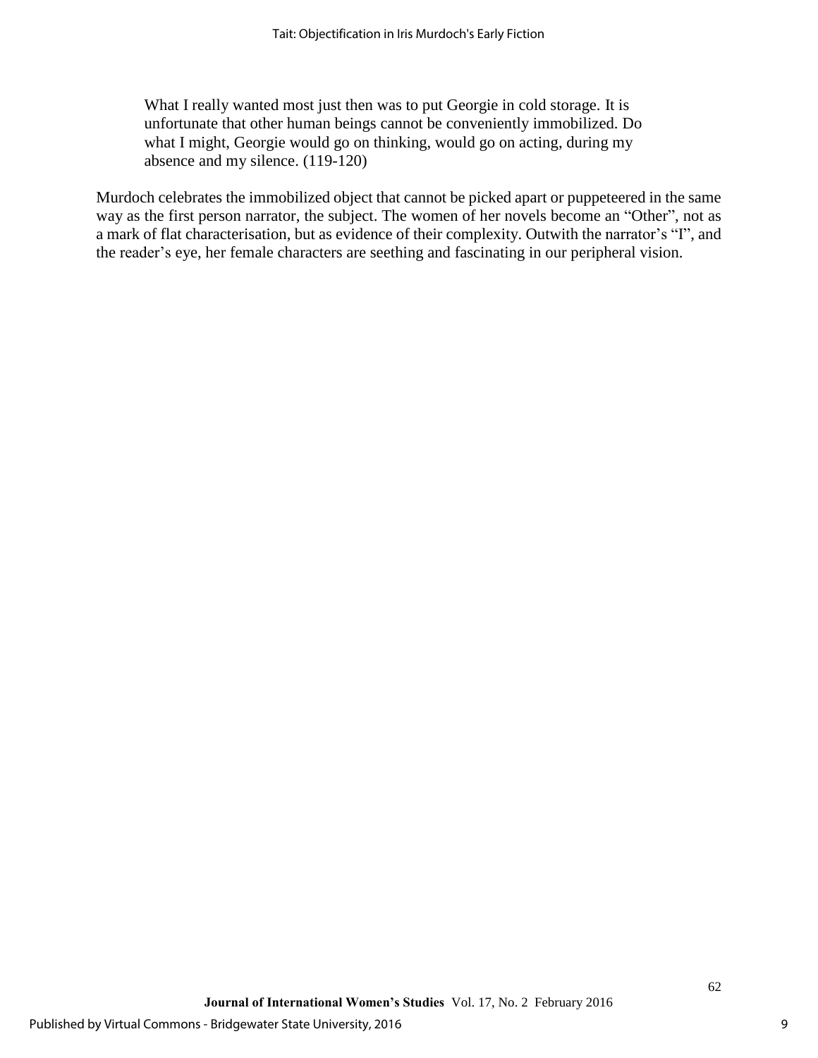> What I really wanted most just then was to put Georgie in cold storage. It is unfortunate that other human beings cannot be conveniently immobilized. Do what I might, Georgie would go on thinking, would go on acting, during my absence and my silence. (119-120)

Murdoch celebrates the immobilized object that cannot be picked apart or puppeteered in the same way as the first person narrator, the subject. The women of her novels become an "Other", not as a mark of flat characterisation, but as evidence of their complexity. Outwith the narrator's "I", and the reader's eye, her female characters are seething and fascinating in our peripheral vision.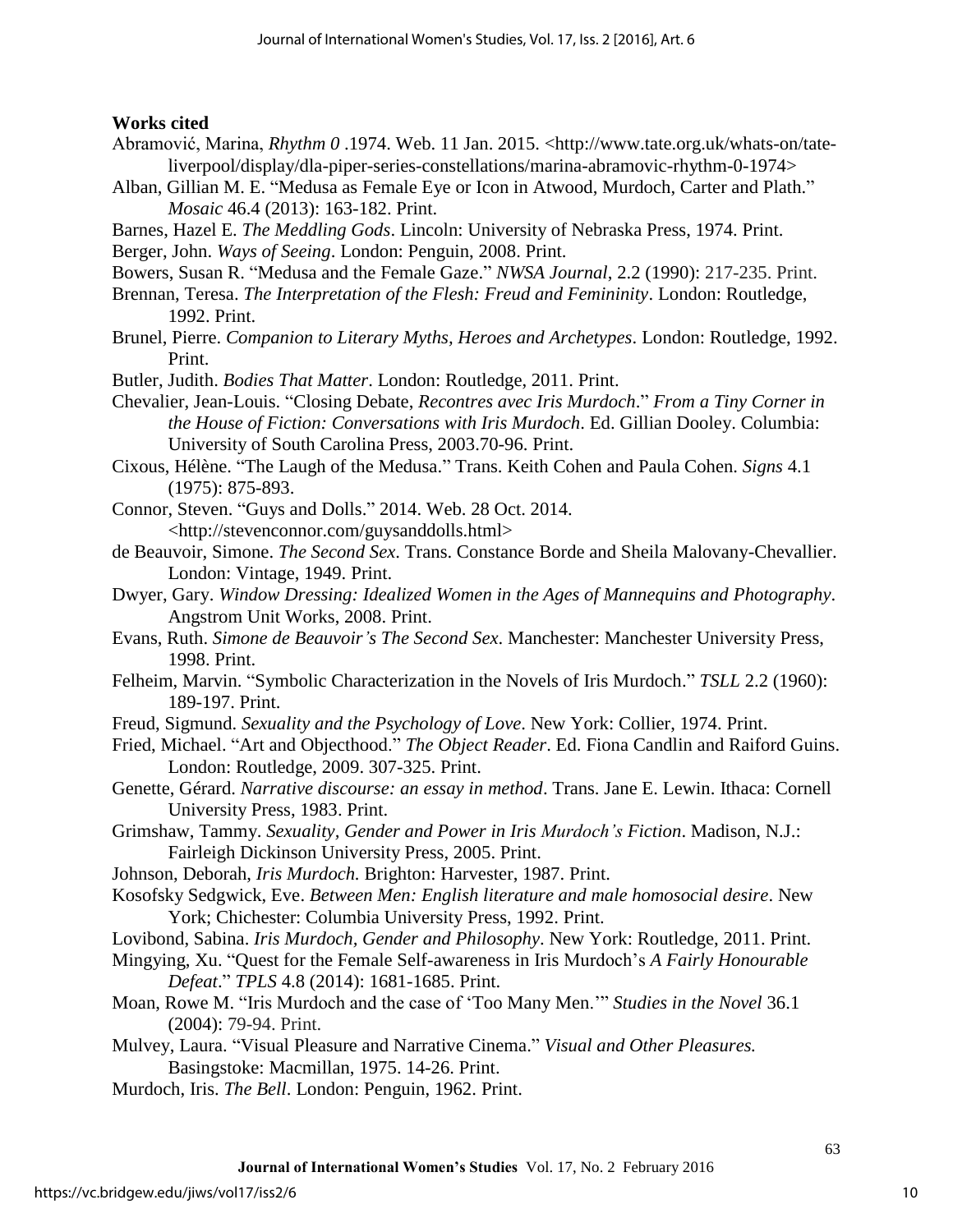**Works cited**

Abramović, Marina, *Rhythm 0* .1974. Web. 11 Jan. 2015. <http://www.tate.org.uk/whats-on/tate-liverpool/display/dla-piper-series-constellations/marina-abramovic-rhythm-0-1974>

Alban, Gillian M. E. "Medusa as Female Eye or Icon in Atwood, Murdoch, Carter and Plath." *Mosaic* 46.4 (2013): 163-182. Print.

Barnes, Hazel E. *The Meddling Gods*. Lincoln: University of Nebraska Press, 1974. Print.

Berger, John. *Ways of Seeing*. London: Penguin, 2008. Print.

Bowers, Susan R. "Medusa and the Female Gaze." *NWSA Journal*, 2.2 (1990): 217-235. Print.

Brennan, Teresa. *The Interpretation of the Flesh: Freud and Femininity*. London: Routledge, 1992. Print.

Brunel, Pierre. *Companion to Literary Myths, Heroes and Archetypes*. London: Routledge, 1992. Print.

Butler, Judith. *Bodies That Matter*. London: Routledge, 2011. Print.

Chevalier, Jean-Louis. "Closing Debate, *Recontres avec Iris Murdoch*." *From a Tiny Corner in the House of Fiction: Conversations with Iris Murdoch*. Ed. Gillian Dooley. Columbia: University of South Carolina Press, 2003.70-96. Print.

Cixous, Hélène. "The Laugh of the Medusa." Trans. Keith Cohen and Paula Cohen. *Signs* 4.1 (1975): 875-893.

Connor, Steven. "Guys and Dolls." 2014. Web. 28 Oct. 2014. <http://stevenconnor.com/guysanddolls.html>

de Beauvoir, Simone. *The Second Sex*. Trans. Constance Borde and Sheila Malovany-Chevallier. London: Vintage, 1949. Print.

Dwyer, Gary. *Window Dressing: Idealized Women in the Ages of Mannequins and Photography*. Angstrom Unit Works, 2008. Print.

Evans, Ruth. *Simone de Beauvoir's The Second Sex*. Manchester: Manchester University Press, 1998. Print.

Felheim, Marvin. "Symbolic Characterization in the Novels of Iris Murdoch." *TSLL* 2.2 (1960): 189-197. Print.

Freud, Sigmund. *Sexuality and the Psychology of Love*. New York: Collier, 1974. Print.

Fried, Michael. "Art and Objecthood." *The Object Reader*. Ed. Fiona Candlin and Raiford Guins. London: Routledge, 2009. 307-325. Print.

Genette, Gérard. *Narrative discourse: an essay in method*. Trans. Jane E. Lewin. Ithaca: Cornell University Press, 1983. Print.

Grimshaw, Tammy. *Sexuality, Gender and Power in Iris Murdoch's Fiction*. Madison, N.J.: Fairleigh Dickinson University Press, 2005. Print.

Johnson, Deborah, *Iris Murdoch.* Brighton: Harvester, 1987. Print.

Kosofsky Sedgwick, Eve. *Between Men: English literature and male homosocial desire*. New York; Chichester: Columbia University Press, 1992. Print.

Lovibond, Sabina. *Iris Murdoch, Gender and Philosophy*. New York: Routledge, 2011. Print.

Mingying, Xu. "Quest for the Female Self-awareness in Iris Murdoch's *A Fairly Honourable Defeat*." *TPLS* 4.8 (2014): 1681-1685. Print.

Moan, Rowe M. "Iris Murdoch and the case of 'Too Many Men.'" *Studies in the Novel* 36.1 (2004): 79-94. Print.

Mulvey, Laura. "Visual Pleasure and Narrative Cinema." *Visual and Other Pleasures.* Basingstoke: Macmillan, 1975. 14-26. Print.

Murdoch, Iris. *The Bell*. London: Penguin, 1962. Print.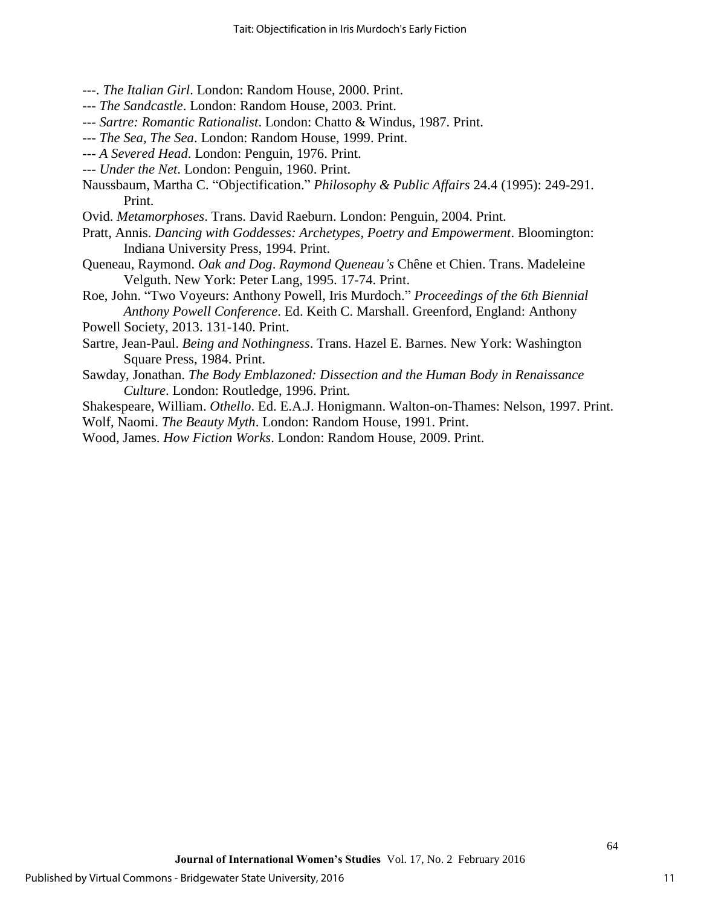---. *The Italian Girl*. London: Random House, 2000. Print.

--- *The Sandcastle*. London: Random House, 2003. Print.

--- *Sartre: Romantic Rationalist*. London: Chatto & Windus, 1987. Print.

--- *The Sea, The Sea*. London: Random House, 1999. Print.

--- *A Severed Head*. London: Penguin, 1976. Print.

--- *Under the Net*. London: Penguin, 1960. Print.

Naussbaum, Martha C. "Objectification." *Philosophy & Public Affairs* 24.4 (1995): 249-291. Print.

Ovid. *Metamorphoses*. Trans. David Raeburn. London: Penguin, 2004. Print.

Pratt, Annis. *Dancing with Goddesses: Archetypes, Poetry and Empowerment*. Bloomington: Indiana University Press, 1994. Print.

Queneau, Raymond. *Oak and Dog*. *Raymond Queneau's* Chêne et Chien. Trans. Madeleine Velguth. New York: Peter Lang, 1995. 17-74. Print.

Roe, John. "Two Voyeurs: Anthony Powell, Iris Murdoch." *Proceedings of the 6th Biennial Anthony Powell Conference*. Ed. Keith C. Marshall. Greenford, England: Anthony Powell Society, 2013. 131-140. Print.

Sartre, Jean-Paul. *Being and Nothingness*. Trans. Hazel E. Barnes. New York: Washington Square Press, 1984. Print.

Sawday, Jonathan. *The Body Emblazoned: Dissection and the Human Body in Renaissance Culture*. London: Routledge, 1996. Print.

Shakespeare, William. *Othello*. Ed. E.A.J. Honigmann. Walton-on-Thames: Nelson, 1997. Print.

Wolf, Naomi. *The Beauty Myth*. London: Random House, 1991. Print.

Wood, James. *How Fiction Works*. London: Random House, 2009. Print.